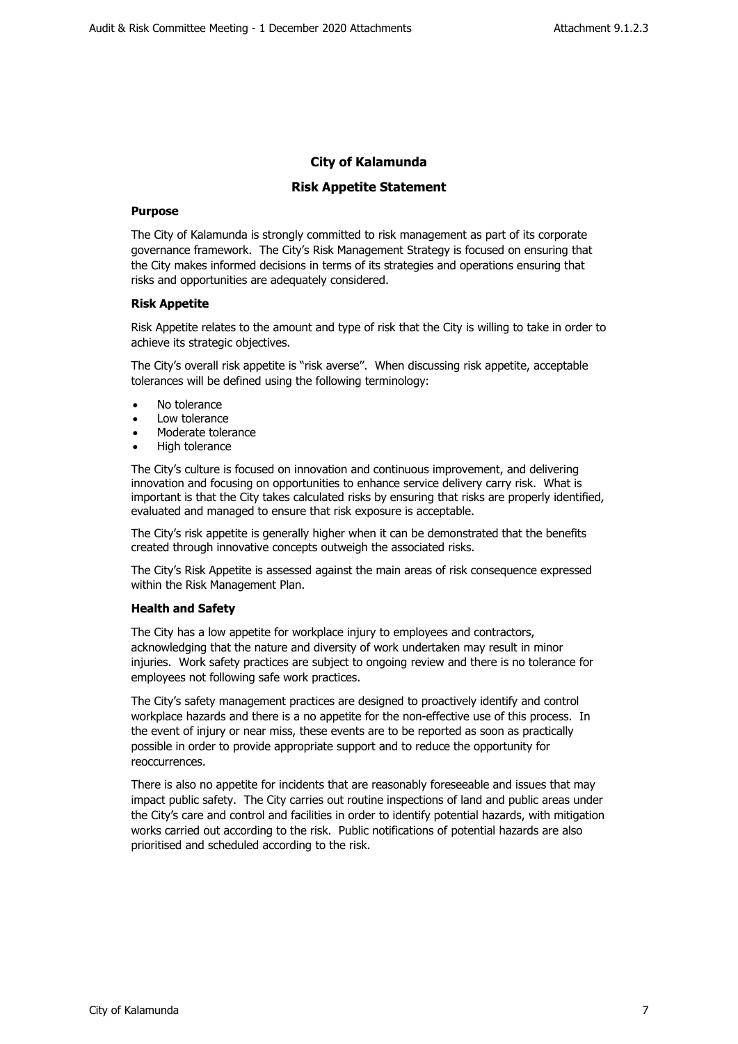# City of Kalamunda

## Risk Appetite Statement

### Purpose

The City of Kalamunda is strongly committed to risk management as part of its corporate governance framework. The City's Risk Management Strategy is focused on ensuring that the City makes informed decisions in terms of its strategies and operations ensuring that risks and opportunities are adequately considered.

### Risk Appetite

Risk Appetite relates to the amount and type of risk that the City is willing to take in order to achieve its strategic objectives.

The City's overall risk appetite is "risk averse". When discussing risk appetite, acceptable tolerances will be defined using the following terminology:

- No tolerance
- Low tolerance
- Moderate tolerance
- High tolerance

The City's culture is focused on innovation and continuous improvement, and delivering innovation and focusing on opportunities to enhance service delivery carry risk. What is important is that the City takes calculated risks by ensuring that risks are properly identified, evaluated and managed to ensure that risk exposure is acceptable.

The City's risk appetite is generally higher when it can be demonstrated that the benefits created through innovative concepts outweigh the associated risks.

The City's Risk Appetite is assessed against the main areas of risk consequence expressed within the Risk Management Plan.

### Health and Safety

The City has a low appetite for workplace injury to employees and contractors, acknowledging that the nature and diversity of work undertaken may result in minor injuries. Work safety practices are subject to ongoing review and there is no tolerance for employees not following safe work practices.

The City's safety management practices are designed to proactively identify and control workplace hazards and there is a no appetite for the non-effective use of this process. In the event of injury or near miss, these events are to be reported as soon as practically possible in order to provide appropriate support and to reduce the opportunity for reoccurrences.

There is also no appetite for incidents that are reasonably foreseeable and issues that may impact public safety. The City carries out routine inspections of land and public areas under the City's care and control and facilities in order to identify potential hazards, with mitigation works carried out according to the risk. Public notifications of potential hazards are also prioritised and scheduled according to the risk.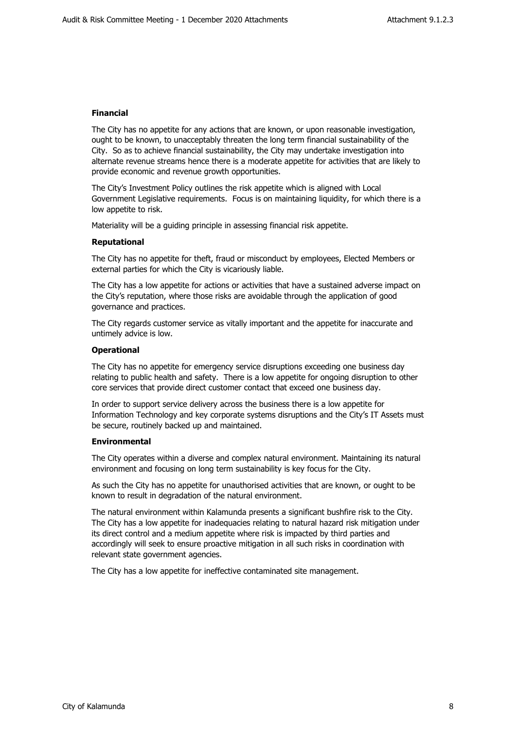**Financial**

The City has no appetite for any actions that are known, or upon reasonable investigation, ought to be known, to unacceptably threaten the long term financial sustainability of the City. So as to achieve financial sustainability, the City may undertake investigation into alternate revenue streams hence there is a moderate appetite for activities that are likely to provide economic and revenue growth opportunities.

The City's Investment Policy outlines the risk appetite which is aligned with Local Government Legislative requirements. Focus is on maintaining liquidity, for which there is a low appetite to risk.

Materiality will be a guiding principle in assessing financial risk appetite.

**Reputational**

The City has no appetite for theft, fraud or misconduct by employees, Elected Members or external parties for which the City is vicariously liable.

The City has a low appetite for actions or activities that have a sustained adverse impact on the City's reputation, where those risks are avoidable through the application of good governance and practices.

The City regards customer service as vitally important and the appetite for inaccurate and untimely advice is low.

**Operational**

The City has no appetite for emergency service disruptions exceeding one business day relating to public health and safety. There is a low appetite for ongoing disruption to other core services that provide direct customer contact that exceed one business day.

In order to support service delivery across the business there is a low appetite for Information Technology and key corporate systems disruptions and the City's IT Assets must be secure, routinely backed up and maintained.

**Environmental**

The City operates within a diverse and complex natural environment. Maintaining its natural environment and focusing on long term sustainability is key focus for the City.

As such the City has no appetite for unauthorised activities that are known, or ought to be known to result in degradation of the natural environment.

The natural environment within Kalamunda presents a significant bushfire risk to the City. The City has a low appetite for inadequacies relating to natural hazard risk mitigation under its direct control and a medium appetite where risk is impacted by third parties and accordingly will seek to ensure proactive mitigation in all such risks in coordination with relevant state government agencies.

The City has a low appetite for ineffective contaminated site management.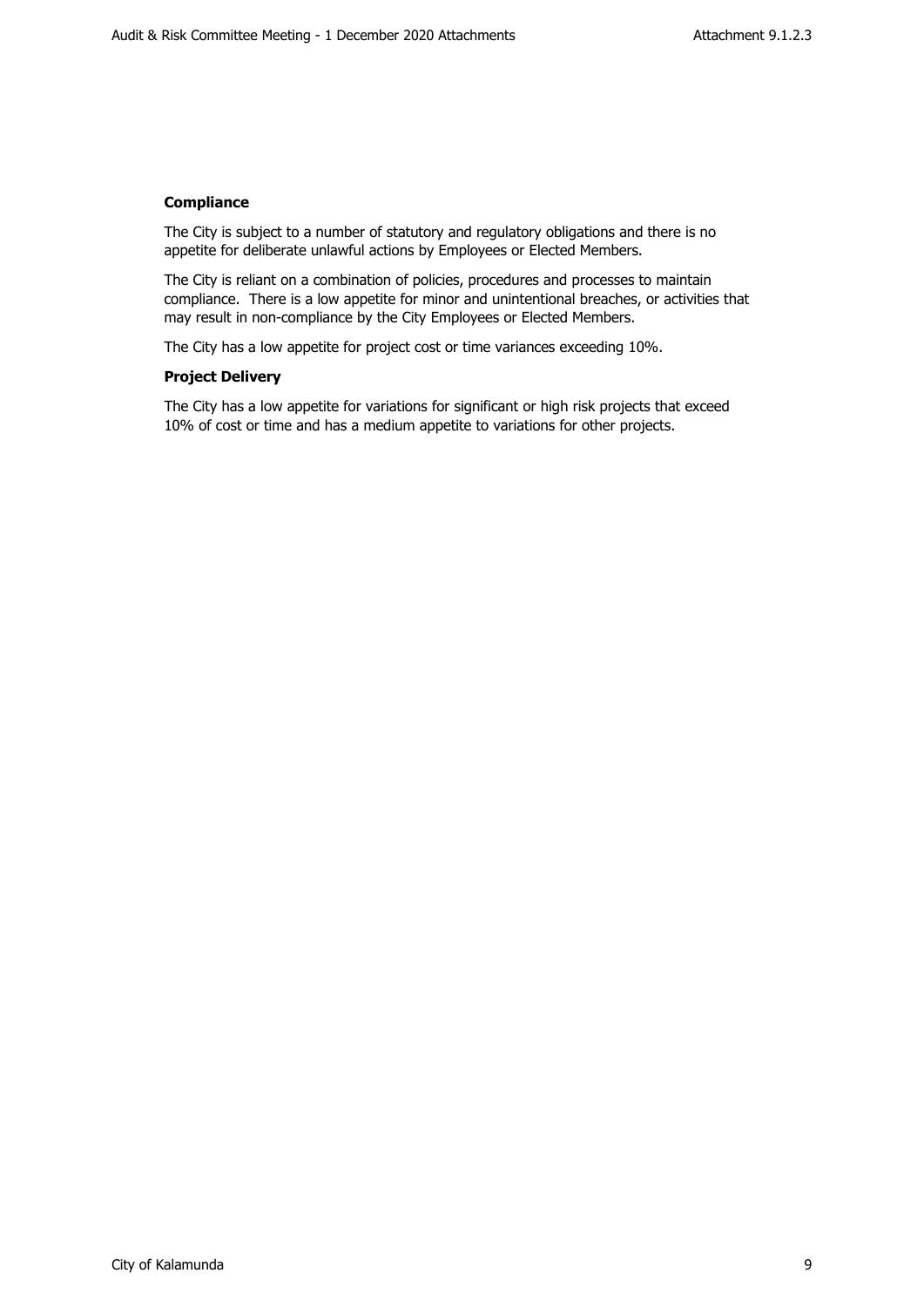**Compliance**

The City is subject to a number of statutory and regulatory obligations and there is no appetite for deliberate unlawful actions by Employees or Elected Members.

The City is reliant on a combination of policies, procedures and processes to maintain compliance. There is a low appetite for minor and unintentional breaches, or activities that may result in non-compliance by the City Employees or Elected Members.

The City has a low appetite for project cost or time variances exceeding 10%.

**Project Delivery**

The City has a low appetite for variations for significant or high risk projects that exceed 10% of cost or time and has a medium appetite to variations for other projects.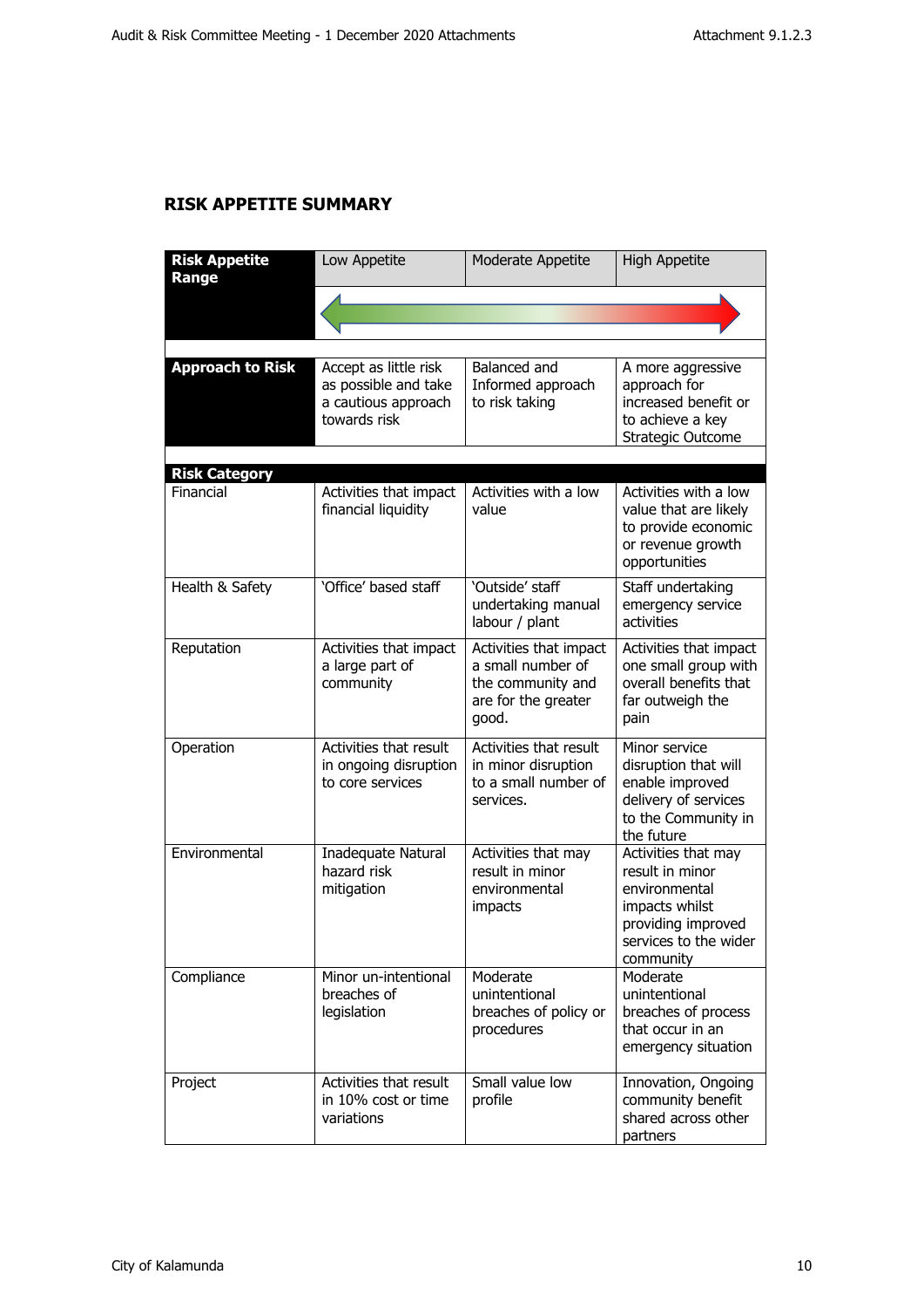## RISK APPETITE SUMMARY

| Risk Appetite Range | Low Appetite | Moderate Appetite | High Appetite |
|---|---|---|---|
| **Approach to Risk** | Accept as little risk as possible and take a cautious approach towards risk | Balanced and Informed approach to risk taking | A more aggressive approach for increased benefit or to achieve a key Strategic Outcome |
| **Risk Category** | | | |
| Financial | Activities that impact financial liquidity | Activities with a low value | Activities with a low value that are likely to provide economic or revenue growth opportunities |
| Health & Safety | 'Office' based staff | 'Outside' staff undertaking manual labour / plant | Staff undertaking emergency service activities |
| Reputation | Activities that impact a large part of community | Activities that impact a small number of the community and are for the greater good. | Activities that impact one small group with overall benefits that far outweigh the pain |
| Operation | Activities that result in ongoing disruption to core services | Activities that result in minor disruption to a small number of services. | Minor service disruption that will enable improved delivery of services to the Community in the future |
| Environmental | Inadequate Natural hazard risk mitigation | Activities that may result in minor environmental impacts | Activities that may result in minor environmental impacts whilst providing improved services to the wider community |
| Compliance | Minor un-intentional breaches of legislation | Moderate unintentional breaches of policy or procedures | Moderate unintentional breaches of process that occur in an emergency situation |
| Project | Activities that result in 10% cost or time variations | Small value low profile | Innovation, Ongoing community benefit shared across other partners |